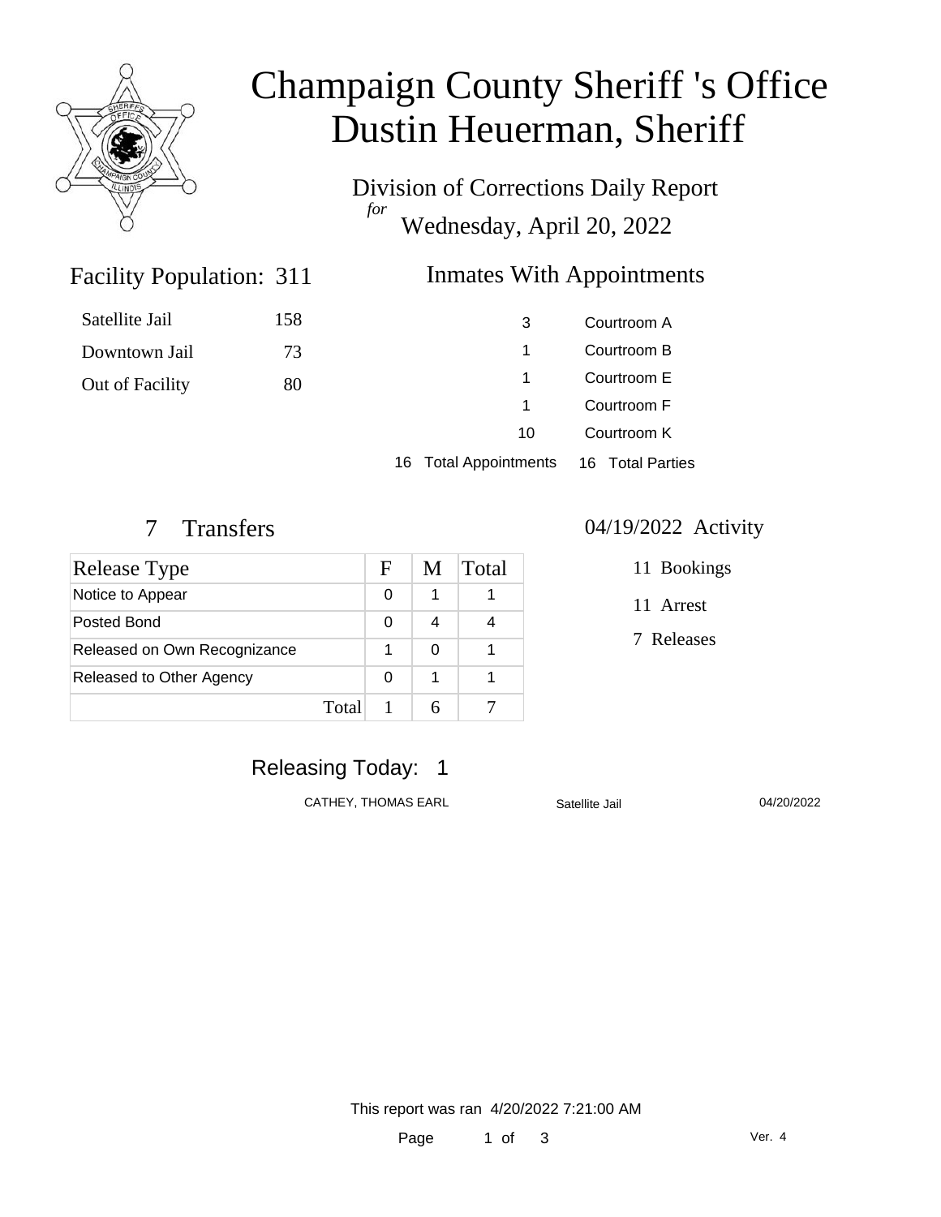# Champaign County Sheriff 's Office
# Dustin Heuerman, Sheriff

## Division of Corrections Daily Report
*for*
## Wednesday, April 20, 2022

### Facility Population: 311

| | |
|---|---|
| Satellite Jail | 158 |
| Downtown Jail | 73 |
| Out of Facility | 80 |

### Inmates With Appointments

| | |
|---|---|
| 3 | Courtroom A |
| 1 | Courtroom B |
| 1 | Courtroom E |
| 1 | Courtroom F |
| 10 | Courtroom K |

16 Total Appointments   16 Total Parties

### 7 Transfers

| Release Type | F | M | Total |
|---|---|---|---|
| Notice to Appear | 0 | 1 | 1 |
| Posted Bond | 0 | 4 | 4 |
| Released on Own Recognizance | 1 | 0 | 1 |
| Released to Other Agency | 0 | 1 | 1 |
| Total | 1 | 6 | 7 |

### 04/19/2022 Activity

- 11 Bookings
- 11 Arrest
- 7 Releases

### Releasing Today: 1

| | | |
|---|---|---|
| CATHEY, THOMAS EARL | Satellite Jail | 04/20/2022 |

This report was ran 4/20/2022 7:21:00 AM

Ver. 4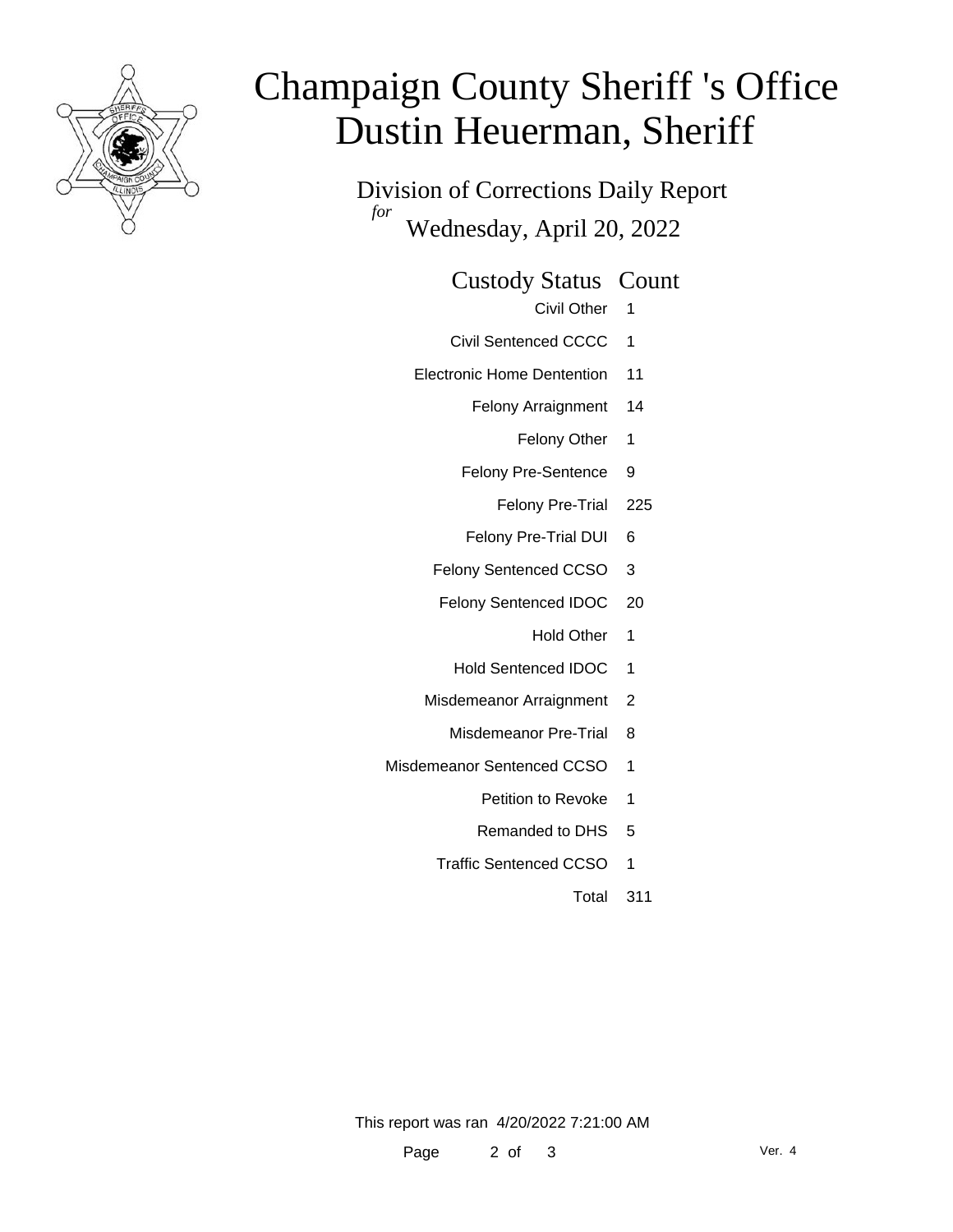# Champaign County Sheriff 's Office
# Dustin Heuerman, Sheriff

Division of Corrections Daily Report
*for*
Wednesday, April 20, 2022

| Custody Status | Count |
|---|---|
| Civil Other | 1 |
| Civil Sentenced CCCC | 1 |
| Electronic Home Dentention | 11 |
| Felony Arraignment | 14 |
| Felony Other | 1 |
| Felony Pre-Sentence | 9 |
| Felony Pre-Trial | 225 |
| Felony Pre-Trial DUI | 6 |
| Felony Sentenced CCSO | 3 |
| Felony Sentenced IDOC | 20 |
| Hold Other | 1 |
| Hold Sentenced IDOC | 1 |
| Misdemeanor Arraignment | 2 |
| Misdemeanor Pre-Trial | 8 |
| Misdemeanor Sentenced CCSO | 1 |
| Petition to Revoke | 1 |
| Remanded to DHS | 5 |
| Traffic Sentenced CCSO | 1 |
| Total | 311 |

This report was ran 4/20/2022 7:21:00 AM

Ver. 4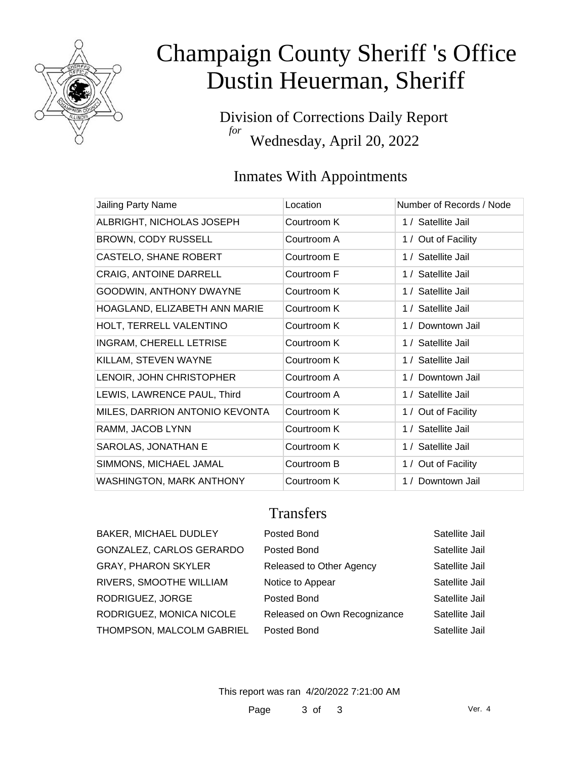# Champaign County Sheriff 's Office
# Dustin Heuerman, Sheriff

Division of Corrections Daily Report
*for*
Wednesday, April 20, 2022

## Inmates With Appointments

| Jailing Party Name | Location | Number of Records / Node |
|---|---|---|
| ALBRIGHT, NICHOLAS JOSEPH | Courtroom K | 1 / Satellite Jail |
| BROWN, CODY RUSSELL | Courtroom A | 1 / Out of Facility |
| CASTELO, SHANE ROBERT | Courtroom E | 1 / Satellite Jail |
| CRAIG, ANTOINE DARRELL | Courtroom F | 1 / Satellite Jail |
| GOODWIN, ANTHONY DWAYNE | Courtroom K | 1 / Satellite Jail |
| HOAGLAND, ELIZABETH ANN MARIE | Courtroom K | 1 / Satellite Jail |
| HOLT, TERRELL VALENTINO | Courtroom K | 1 / Downtown Jail |
| INGRAM, CHERELL LETRISE | Courtroom K | 1 / Satellite Jail |
| KILLAM, STEVEN WAYNE | Courtroom K | 1 / Satellite Jail |
| LENOIR, JOHN CHRISTOPHER | Courtroom A | 1 / Downtown Jail |
| LEWIS, LAWRENCE PAUL, Third | Courtroom A | 1 / Satellite Jail |
| MILES, DARRION ANTONIO KEVONTA | Courtroom K | 1 / Out of Facility |
| RAMM, JACOB LYNN | Courtroom K | 1 / Satellite Jail |
| SAROLAS, JONATHAN E | Courtroom K | 1 / Satellite Jail |
| SIMMONS, MICHAEL JAMAL | Courtroom B | 1 / Out of Facility |
| WASHINGTON, MARK ANTHONY | Courtroom K | 1 / Downtown Jail |

## Transfers

| | | |
|---|---|---|
| BAKER, MICHAEL DUDLEY | Posted Bond | Satellite Jail |
| GONZALEZ, CARLOS GERARDO | Posted Bond | Satellite Jail |
| GRAY, PHARON SKYLER | Released to Other Agency | Satellite Jail |
| RIVERS, SMOOTHE WILLIAM | Notice to Appear | Satellite Jail |
| RODRIGUEZ, JORGE | Posted Bond | Satellite Jail |
| RODRIGUEZ, MONICA NICOLE | Released on Own Recognizance | Satellite Jail |
| THOMPSON, MALCOLM GABRIEL | Posted Bond | Satellite Jail |

This report was ran 4/20/2022 7:21:00 AM